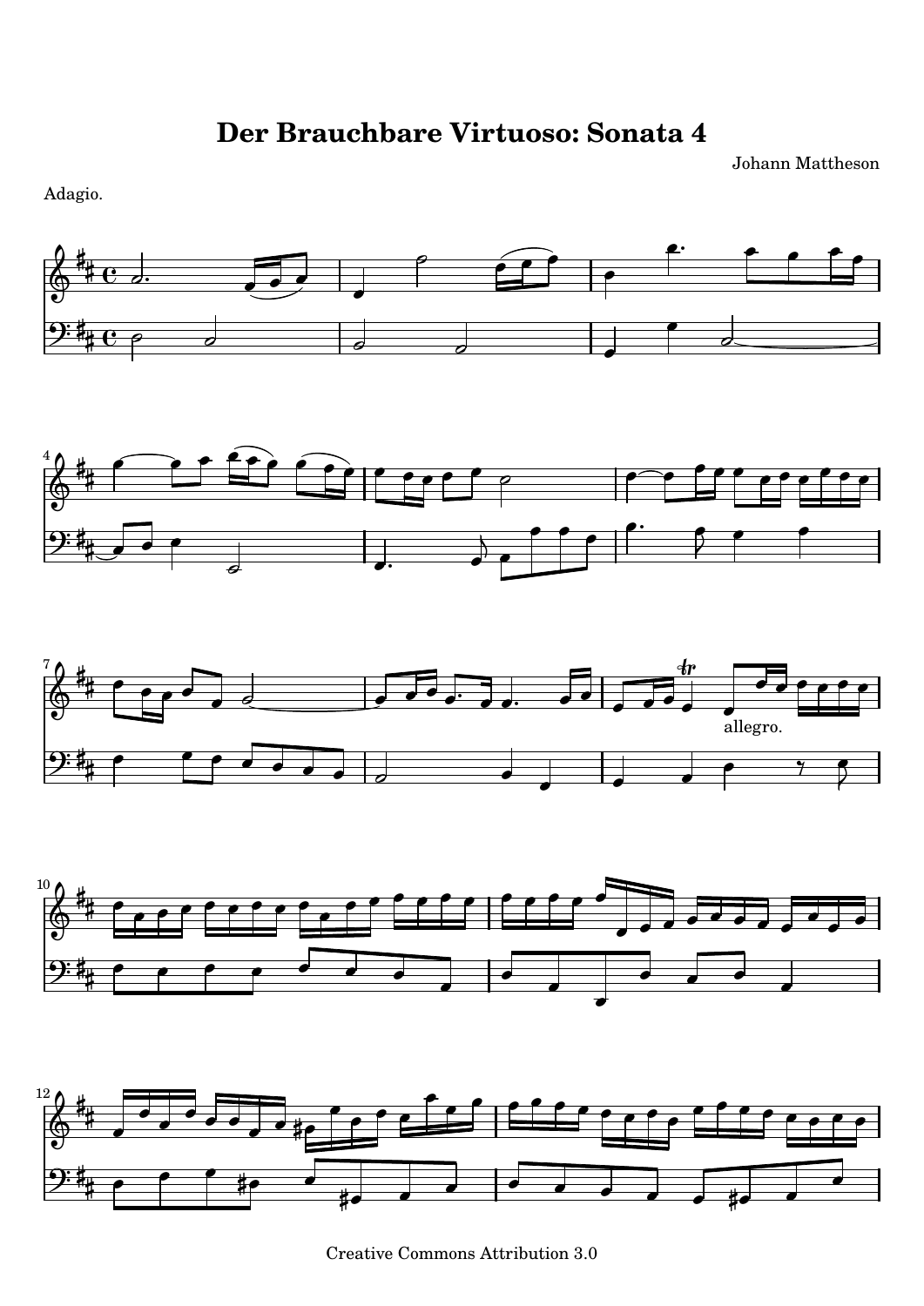# Der Brauchbare Virtuoso: Sonata 4

Johann Mattheson

Adagio.

allegro.

Creative Commons Attribution 3.0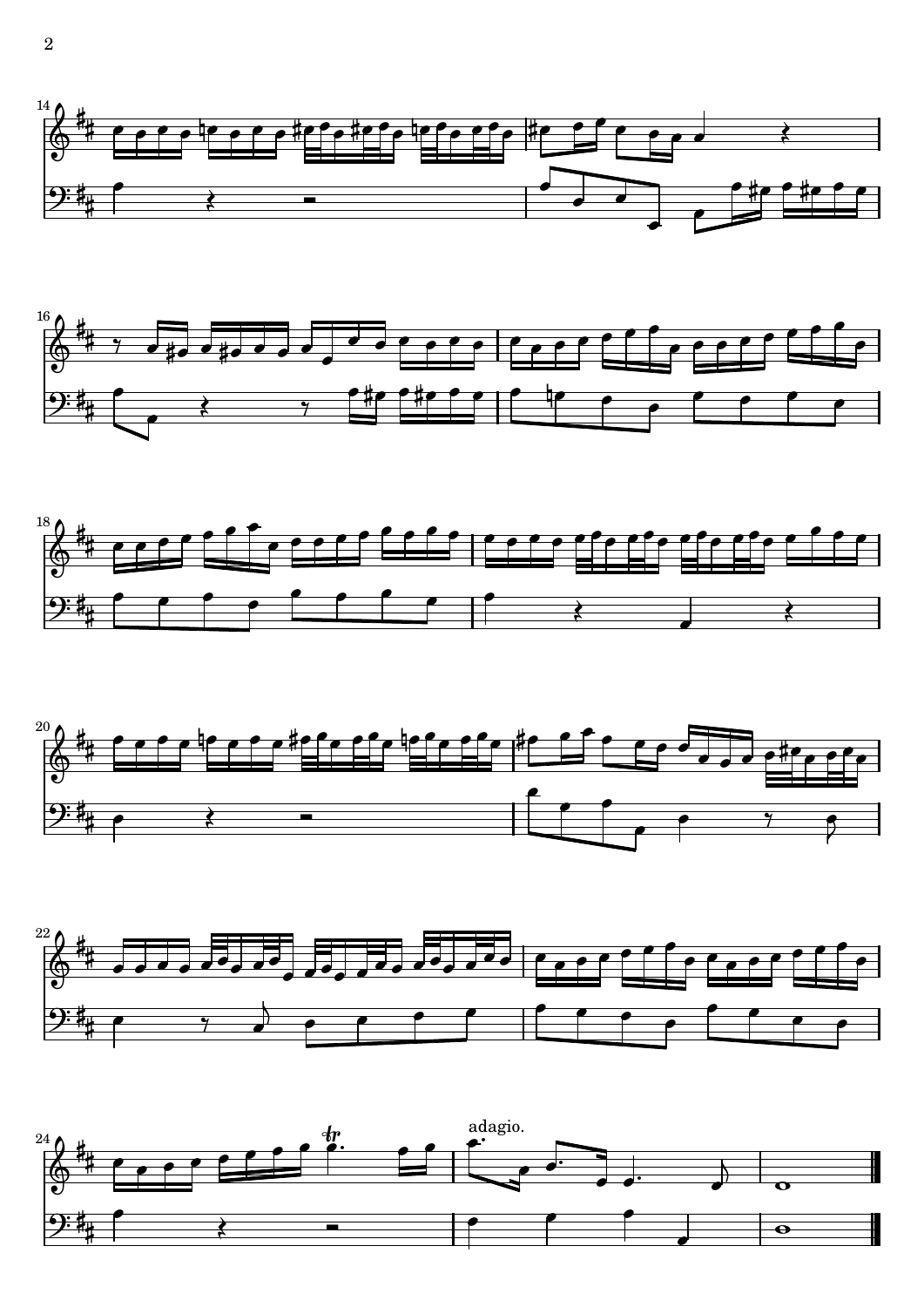adagio.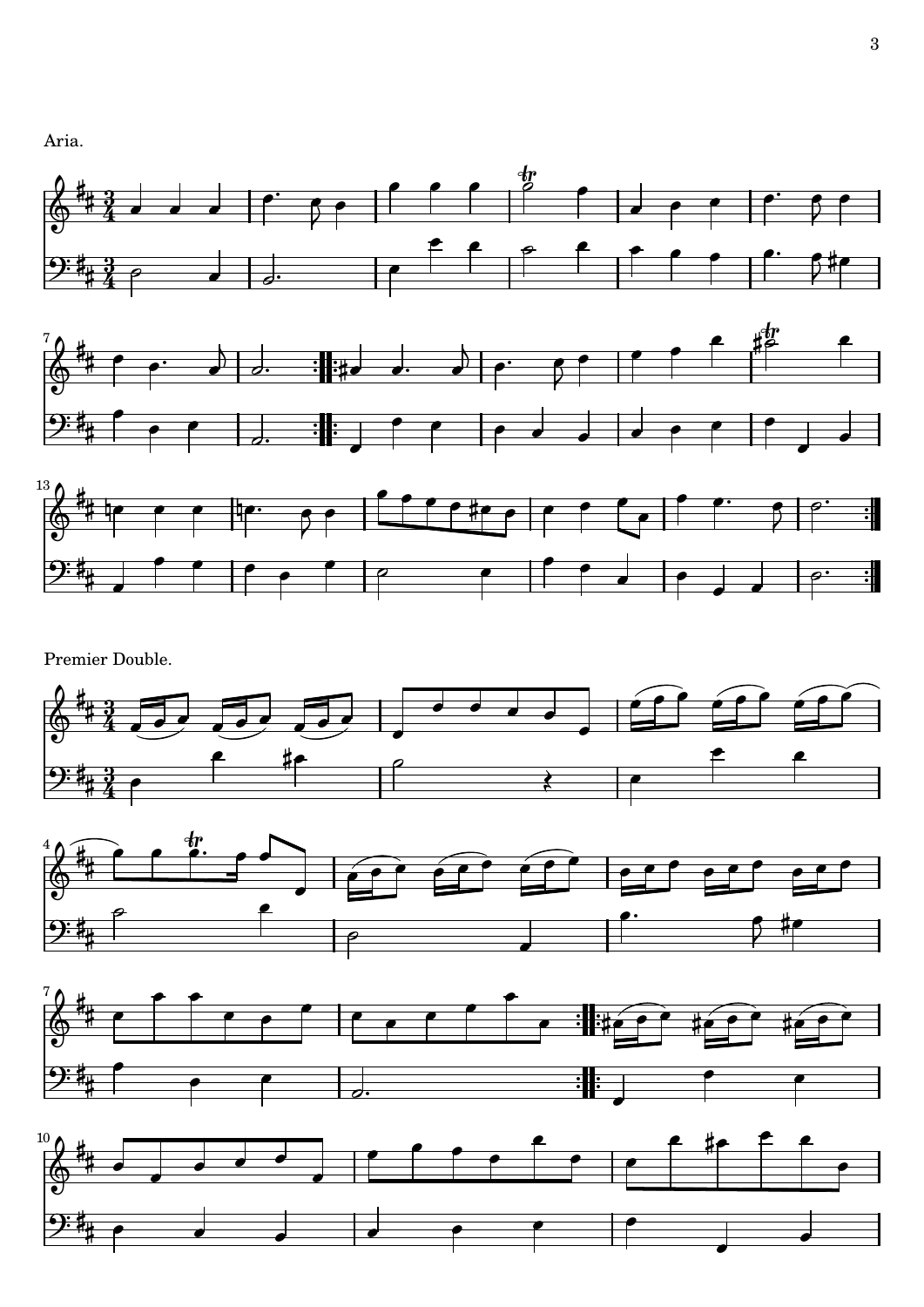Aria.

Premier Double.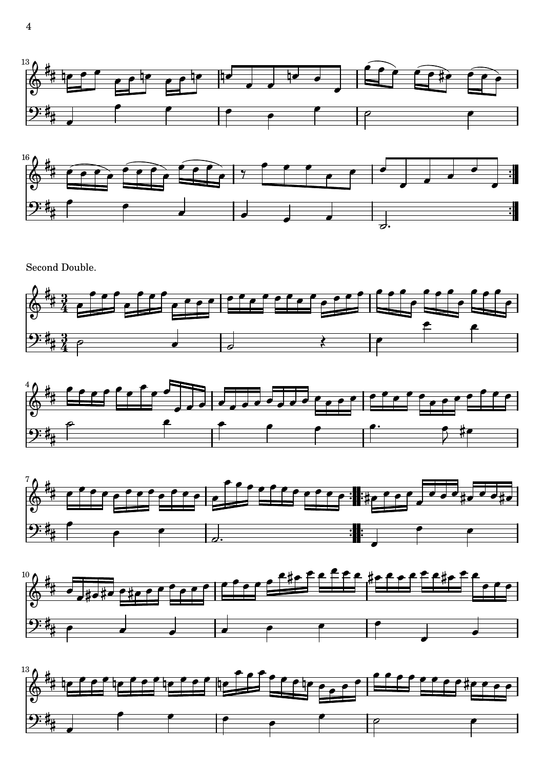Second Double.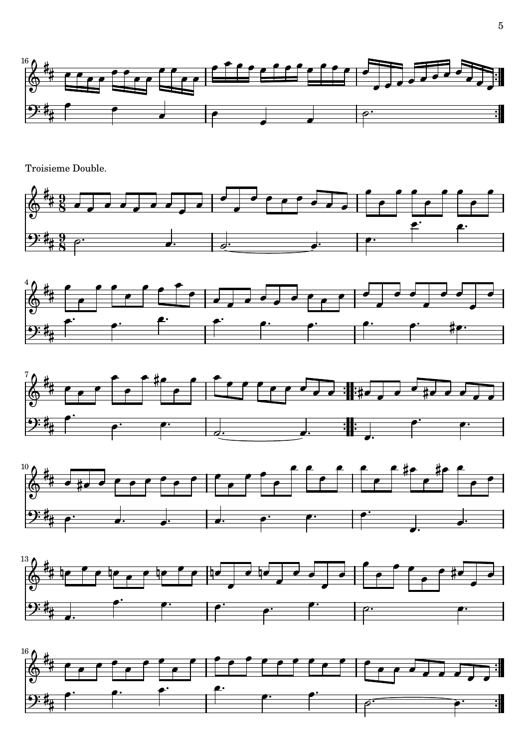Troisieme Double.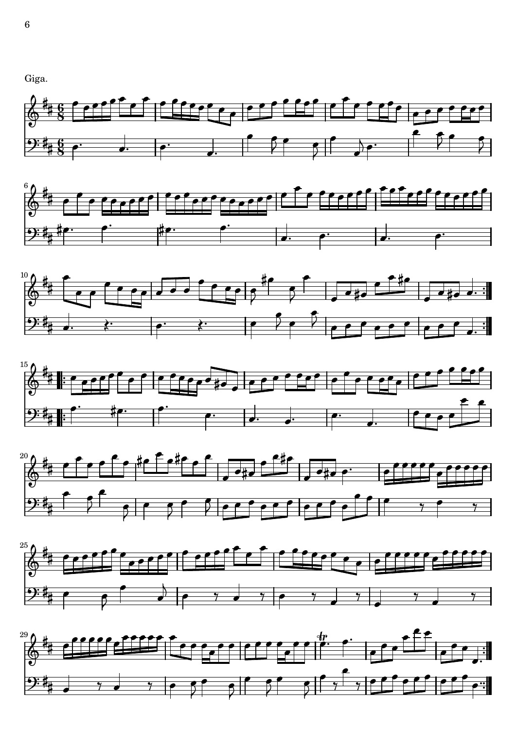Giga.